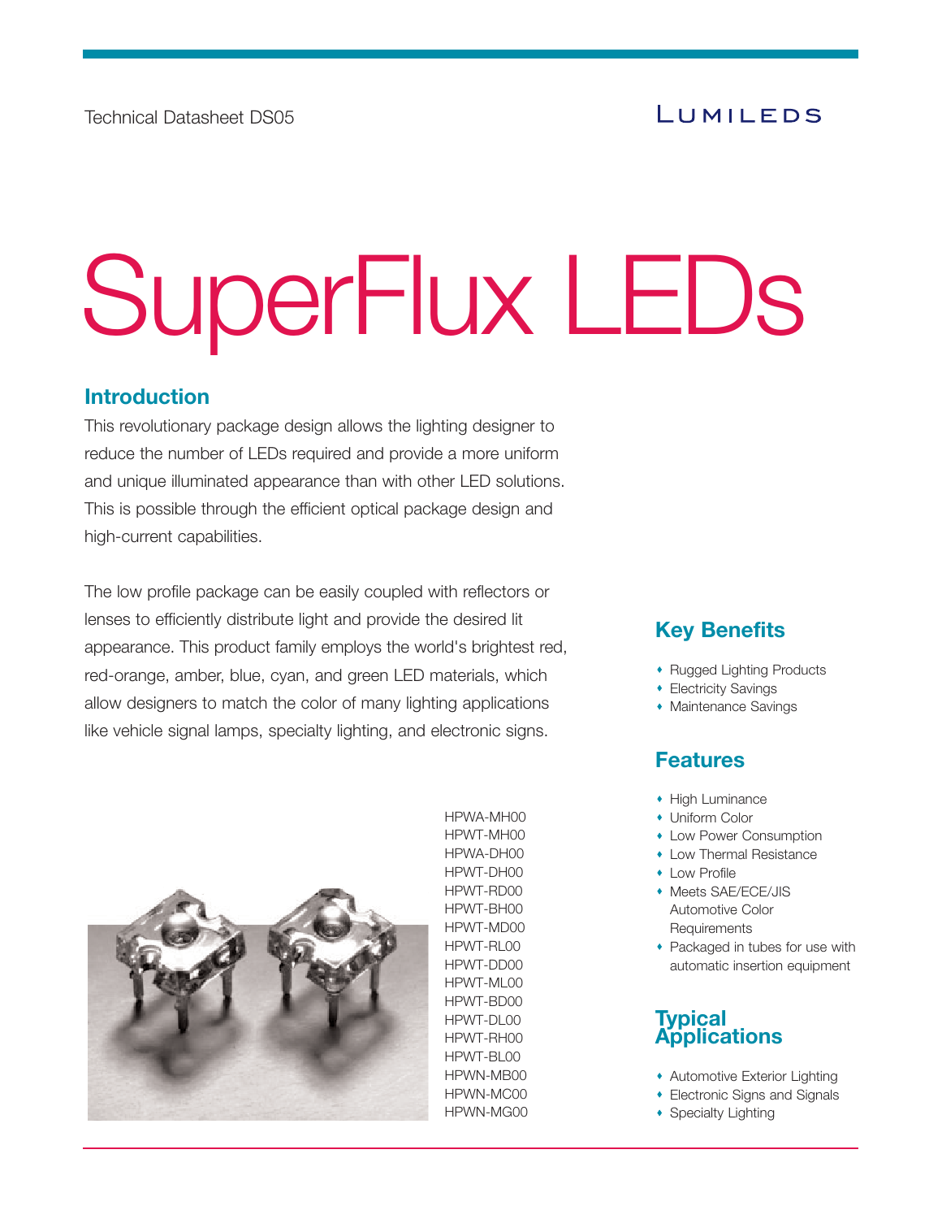Technical Datasheet DS05

LUMILEDS

# SuperFlux LEDs

## Introduction

This revolutionary package design allows the lighting designer to reduce the number of LEDs required and provide a more uniform and unique illuminated appearance than with other LED solutions. This is possible through the efficient optical package design and high-current capabilities.

The low profile package can be easily coupled with reflectors or lenses to efficiently distribute light and provide the desired lit appearance. This product family employs the world's brightest red, red-orange, amber, blue, cyan, and green LED materials, which allow designers to match the color of many lighting applications like vehicle signal lamps, specialty lighting, and electronic signs.

HPWA-MH00
HPWT-MH00
HPWA-DH00
HPWT-DH00
HPWT-RD00
HPWT-BH00
HPWT-MD00
HPWT-RL00
HPWT-DD00
HPWT-ML00
HPWT-BD00
HPWT-DL00
HPWT-RH00
HPWT-BL00
HPWN-MB00
HPWN-MC00
HPWN-MG00

## Key Benefits

- Rugged Lighting Products
- Electricity Savings
- Maintenance Savings

## Features

- High Luminance
- Uniform Color
- Low Power Consumption
- Low Thermal Resistance
- Low Profile
- Meets SAE/ECE/JIS Automotive Color Requirements
- Packaged in tubes for use with automatic insertion equipment

## Typical Applications

- Automotive Exterior Lighting
- Electronic Signs and Signals
- Specialty Lighting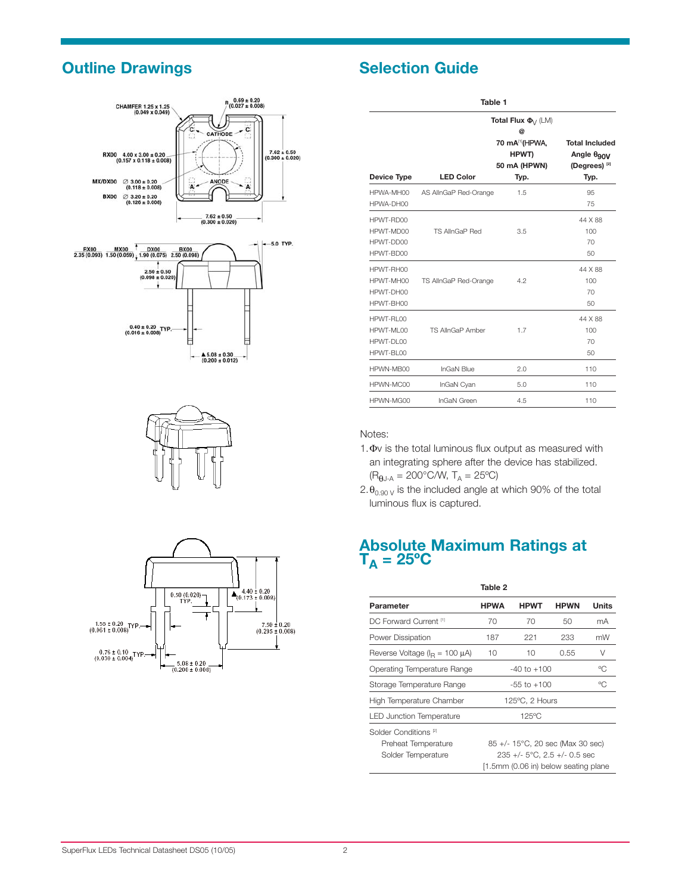## Outline Drawings

## Selection Guide

**Table 1**

| Device Type | LED Color | Total Flux $\Phi_V$ (LM) @ 70 mA[1](HPWA, HPWT) 50 mA (HPWN) Typ. | Total Included Angle $\theta_{90V}$ (Degrees) [2] Typ. |
|---|---|---|---|
| HPWA-MH00 | AS AlInGaP Red-Orange | 1.5 | 95 |
| HPWA-DH00 | | | 75 |
| HPWT-RD00 | TS AlInGaP Red | 3.5 | 44 X 88 |
| HPWT-MD00 | | | 100 |
| HPWT-DD00 | | | 70 |
| HPWT-BD00 | | | 50 |
| HPWT-RH00 | TS AlInGaP Red-Orange | 4.2 | 44 X 88 |
| HPWT-MH00 | | | 100 |
| HPWT-DH00 | | | 70 |
| HPWT-BH00 | | | 50 |
| HPWT-RL00 | TS AlInGaP Amber | 1.7 | 44 X 88 |
| HPWT-ML00 | | | 100 |
| HPWT-DL00 | | | 70 |
| HPWT-BL00 | | | 50 |
| HPWN-MB00 | InGaN Blue | 2.0 | 110 |
| HPWN-MC00 | InGaN Cyan | 5.0 | 110 |
| HPWN-MG00 | InGaN Green | 4.5 | 110 |

Notes:

1. Φv is the total luminous flux output as measured with an integrating sphere after the device has stabilized. ($R_{\theta J\text{-}A}$ = 200°C/W, $T_A$ = 25ºC)
2. $\theta_{0.90\ V}$ is the included angle at which 90% of the total luminous flux is captured.

## Absolute Maximum Ratings at $T_A$ = 25ºC

**Table 2**

| Parameter | HPWA | HPWT | HPWN | Units |
|---|---|---|---|---|
| DC Forward Current [1] | 70 | 70 | 50 | mA |
| Power Dissipation | 187 | 221 | 233 | mW |
| Reverse Voltage ($I_R$ = 100 µA) | 10 | 10 | 0.55 | V |
| Operating Temperature Range | | -40 to +100 | | ºC |
| Storage Temperature Range | | -55 to +100 | | ºC |
| High Temperature Chamber | | 125ºC, 2 Hours | | |
| LED Junction Temperature | | 125ºC | | |
| Solder Conditions [2] | | | | |
| Preheat Temperature | | 85 +/- 15°C, 20 sec (Max 30 sec) | | |
| Solder Temperature | | 235 +/- 5°C, 2.5 +/- 0.5 sec [1.5mm (0.06 in) below seating plane | | |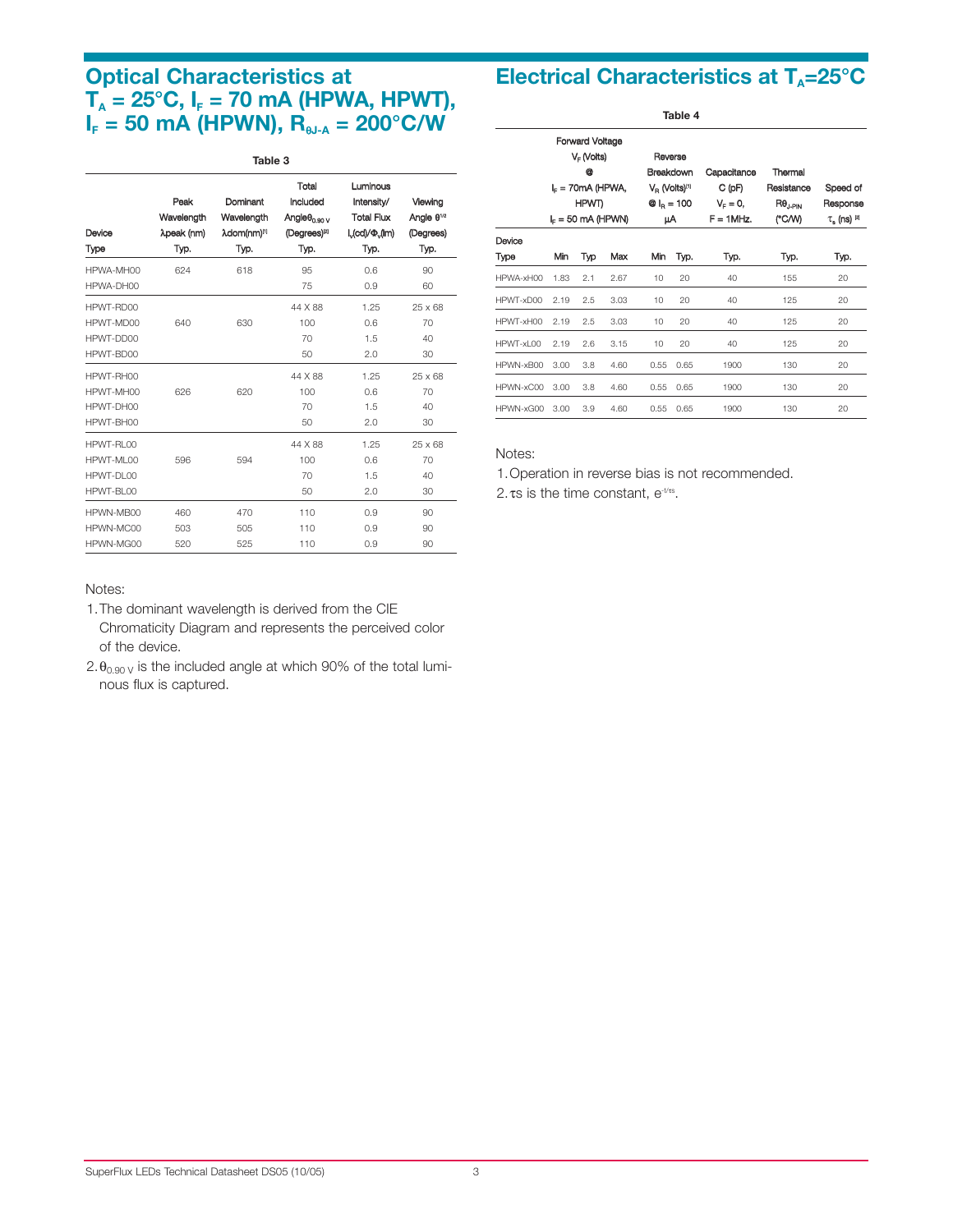## Optical Characteristics at $T_A$ = 25°C, $I_F$ = 70 mA (HPWA, HPWT), $I_F$ = 50 mA (HPWN), $R_{\theta J\text{-}A}$ = 200°C/W

**Table 3**

| Device Type | Peak Wavelength λpeak (nm) Typ. | Dominant Wavelength λdom(nm)[1] Typ. | Total Included Angle $\theta_{0.90\,V}$ (Degrees)[2] Typ. | Luminous Intensity/ Total Flux $I_v$(cd)/$\Phi_v$(lm) Typ. | Viewing Angle $\theta^{1/2}$ (Degrees) Typ. |
|---|---|---|---|---|---|
| HPWA-MH00 | 624 | 618 | 95 | 0.6 | 90 |
| HPWA-DH00 | | | 75 | 0.9 | 60 |
| HPWT-RD00 | | | 44 X 88 | 1.25 | 25 x 68 |
| HPWT-MD00 | 640 | 630 | 100 | 0.6 | 70 |
| HPWT-DD00 | | | 70 | 1.5 | 40 |
| HPWT-BD00 | | | 50 | 2.0 | 30 |
| HPWT-RH00 | | | 44 X 88 | 1.25 | 25 x 68 |
| HPWT-MH00 | 626 | 620 | 100 | 0.6 | 70 |
| HPWT-DH00 | | | 70 | 1.5 | 40 |
| HPWT-BH00 | | | 50 | 2.0 | 30 |
| HPWT-RL00 | | | 44 X 88 | 1.25 | 25 x 68 |
| HPWT-ML00 | 596 | 594 | 100 | 0.6 | 70 |
| HPWT-DL00 | | | 70 | 1.5 | 40 |
| HPWT-BL00 | | | 50 | 2.0 | 30 |
| HPWN-MB00 | 460 | 470 | 110 | 0.9 | 90 |
| HPWN-MC00 | 503 | 505 | 110 | 0.9 | 90 |
| HPWN-MG00 | 520 | 525 | 110 | 0.9 | 90 |

Notes:

1. The dominant wavelength is derived from the CIE Chromaticity Diagram and represents the perceived color of the device.
2. $\theta_{0.90\,V}$ is the included angle at which 90% of the total luminous flux is captured.

## Electrical Characteristics at $T_A$=25°C

**Table 4**

| Device Type | Forward Voltage $V_F$ (Volts) @ $I_F$ = 70mA (HPWA, HPWT) $I_F$ = 50 mA (HPWN) | | | Reverse Breakdown $V_R$ (Volts)[1] @ $I_R$ = 100 µA | | Capacitance C (pF) $V_F$ = 0, F = 1MHz. | Thermal Resistance $R\theta_{J\text{-}PIN}$ (°C/W) | Speed of Response $\tau_s$ (ns) [2] |
|---|---|---|---|---|---|---|---|---|
| | Min | Typ | Max | Min | Typ. | Typ. | Typ. | Typ. |
| HPWA-xH00 | 1.83 | 2.1 | 2.67 | 10 | 20 | 40 | 155 | 20 |
| HPWT-xD00 | 2.19 | 2.5 | 3.03 | 10 | 20 | 40 | 125 | 20 |
| HPWT-xH00 | 2.19 | 2.5 | 3.03 | 10 | 20 | 40 | 125 | 20 |
| HPWT-xL00 | 2.19 | 2.6 | 3.15 | 10 | 20 | 40 | 125 | 20 |
| HPWN-xB00 | 3.00 | 3.8 | 4.60 | 0.55 | 0.65 | 1900 | 130 | 20 |
| HPWN-xC00 | 3.00 | 3.8 | 4.60 | 0.55 | 0.65 | 1900 | 130 | 20 |
| HPWN-xG00 | 3.00 | 3.9 | 4.60 | 0.55 | 0.65 | 1900 | 130 | 20 |

Notes:

1. Operation in reverse bias is not recommended.
2. $\tau$s is the time constant, $e^{-t/\tau s}$.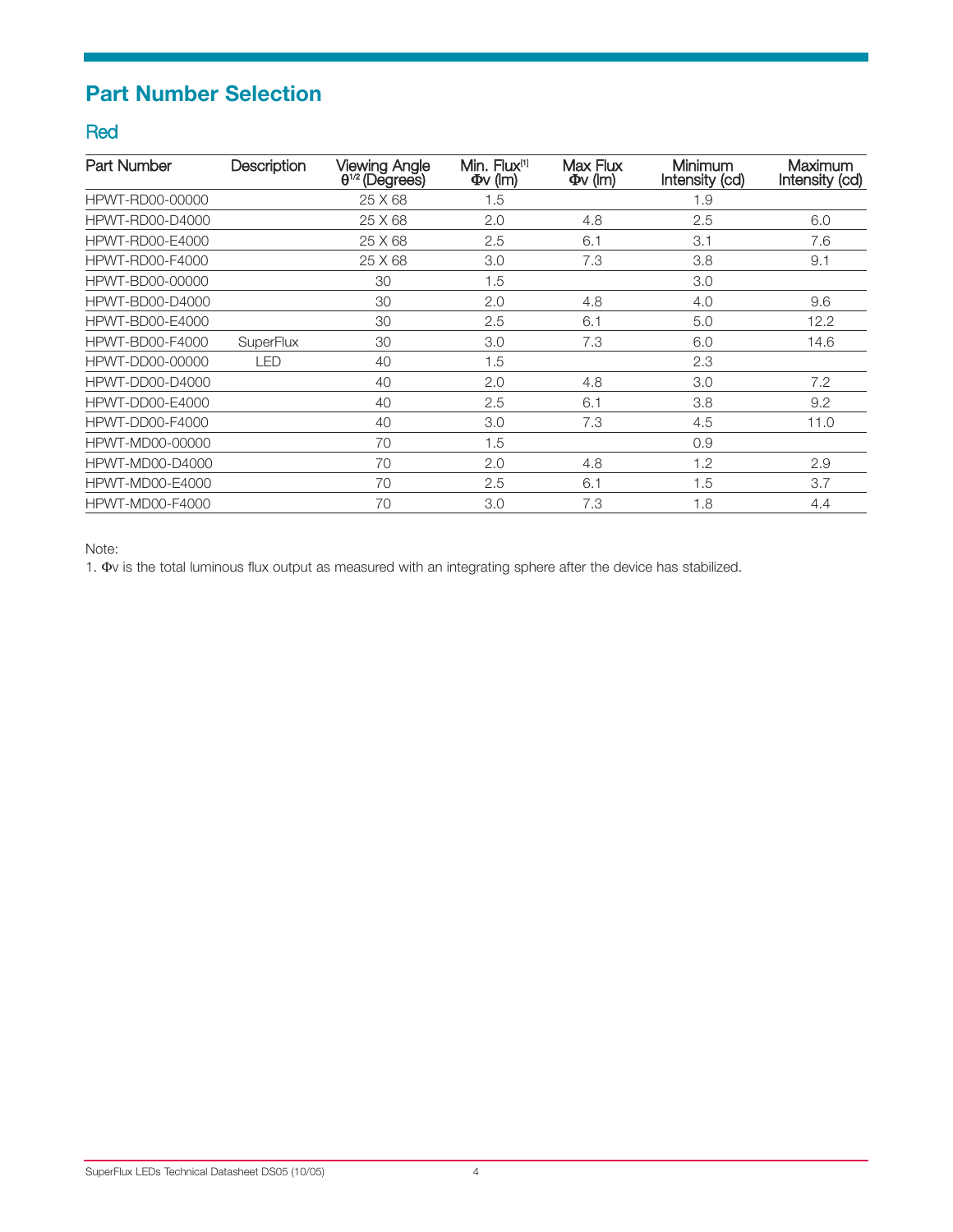## Part Number Selection

### Red

| Part Number | Description | Viewing Angle $\theta^{1/2}$ (Degrees) | Min. Flux[1] Φv (lm) | Max Flux Φv (lm) | Minimum Intensity (cd) | Maximum Intensity (cd) |
|---|---|---|---|---|---|---|
| HPWT-RD00-00000 | | 25 X 68 | 1.5 | | 1.9 | |
| HPWT-RD00-D4000 | | 25 X 68 | 2.0 | 4.8 | 2.5 | 6.0 |
| HPWT-RD00-E4000 | | 25 X 68 | 2.5 | 6.1 | 3.1 | 7.6 |
| HPWT-RD00-F4000 | | 25 X 68 | 3.0 | 7.3 | 3.8 | 9.1 |
| HPWT-BD00-00000 | | 30 | 1.5 | | 3.0 | |
| HPWT-BD00-D4000 | | 30 | 2.0 | 4.8 | 4.0 | 9.6 |
| HPWT-BD00-E4000 | | 30 | 2.5 | 6.1 | 5.0 | 12.2 |
| HPWT-BD00-F4000 | SuperFlux | 30 | 3.0 | 7.3 | 6.0 | 14.6 |
| HPWT-DD00-00000 | LED | 40 | 1.5 | | 2.3 | |
| HPWT-DD00-D4000 | | 40 | 2.0 | 4.8 | 3.0 | 7.2 |
| HPWT-DD00-E4000 | | 40 | 2.5 | 6.1 | 3.8 | 9.2 |
| HPWT-DD00-F4000 | | 40 | 3.0 | 7.3 | 4.5 | 11.0 |
| HPWT-MD00-00000 | | 70 | 1.5 | | 0.9 | |
| HPWT-MD00-D4000 | | 70 | 2.0 | 4.8 | 1.2 | 2.9 |
| HPWT-MD00-E4000 | | 70 | 2.5 | 6.1 | 1.5 | 3.7 |
| HPWT-MD00-F4000 | | 70 | 3.0 | 7.3 | 1.8 | 4.4 |

Note:

1. Φv is the total luminous flux output as measured with an integrating sphere after the device has stabilized.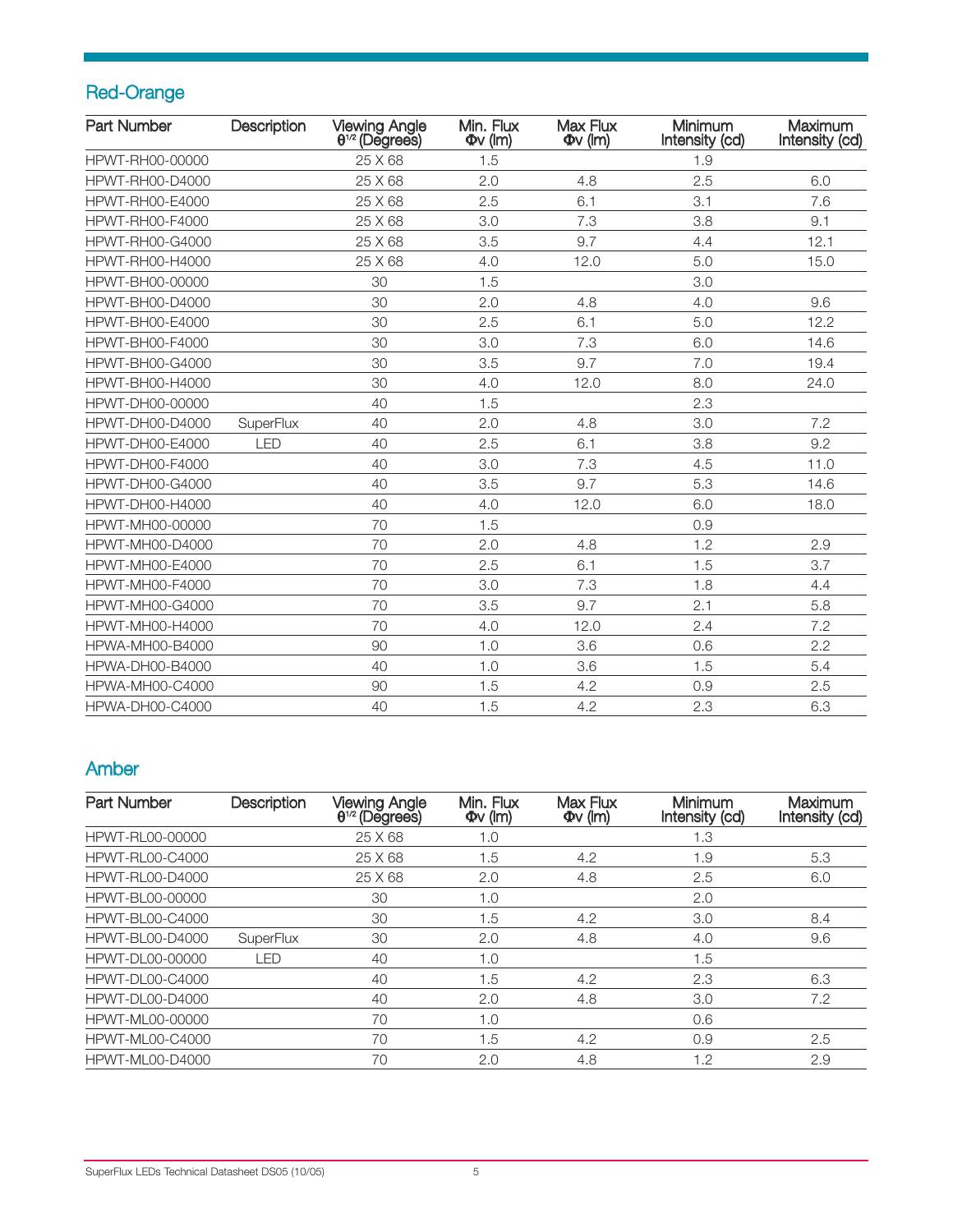## Red-Orange

| Part Number | Description | Viewing Angle $\theta^{1/2}$ (Degrees) | Min. Flux $\Phi v$ (lm) | Max Flux $\Phi v$ (lm) | Minimum Intensity (cd) | Maximum Intensity (cd) |
|---|---|---|---|---|---|---|
| HPWT-RH00-00000 | | 25 X 68 | 1.5 | | 1.9 | |
| HPWT-RH00-D4000 | | 25 X 68 | 2.0 | 4.8 | 2.5 | 6.0 |
| HPWT-RH00-E4000 | | 25 X 68 | 2.5 | 6.1 | 3.1 | 7.6 |
| HPWT-RH00-F4000 | | 25 X 68 | 3.0 | 7.3 | 3.8 | 9.1 |
| HPWT-RH00-G4000 | | 25 X 68 | 3.5 | 9.7 | 4.4 | 12.1 |
| HPWT-RH00-H4000 | | 25 X 68 | 4.0 | 12.0 | 5.0 | 15.0 |
| HPWT-BH00-00000 | | 30 | 1.5 | | 3.0 | |
| HPWT-BH00-D4000 | | 30 | 2.0 | 4.8 | 4.0 | 9.6 |
| HPWT-BH00-E4000 | | 30 | 2.5 | 6.1 | 5.0 | 12.2 |
| HPWT-BH00-F4000 | | 30 | 3.0 | 7.3 | 6.0 | 14.6 |
| HPWT-BH00-G4000 | | 30 | 3.5 | 9.7 | 7.0 | 19.4 |
| HPWT-BH00-H4000 | | 30 | 4.0 | 12.0 | 8.0 | 24.0 |
| HPWT-DH00-00000 | | 40 | 1.5 | | 2.3 | |
| HPWT-DH00-D4000 | SuperFlux | 40 | 2.0 | 4.8 | 3.0 | 7.2 |
| HPWT-DH00-E4000 | LED | 40 | 2.5 | 6.1 | 3.8 | 9.2 |
| HPWT-DH00-F4000 | | 40 | 3.0 | 7.3 | 4.5 | 11.0 |
| HPWT-DH00-G4000 | | 40 | 3.5 | 9.7 | 5.3 | 14.6 |
| HPWT-DH00-H4000 | | 40 | 4.0 | 12.0 | 6.0 | 18.0 |
| HPWT-MH00-00000 | | 70 | 1.5 | | 0.9 | |
| HPWT-MH00-D4000 | | 70 | 2.0 | 4.8 | 1.2 | 2.9 |
| HPWT-MH00-E4000 | | 70 | 2.5 | 6.1 | 1.5 | 3.7 |
| HPWT-MH00-F4000 | | 70 | 3.0 | 7.3 | 1.8 | 4.4 |
| HPWT-MH00-G4000 | | 70 | 3.5 | 9.7 | 2.1 | 5.8 |
| HPWT-MH00-H4000 | | 70 | 4.0 | 12.0 | 2.4 | 7.2 |
| HPWA-MH00-B4000 | | 90 | 1.0 | 3.6 | 0.6 | 2.2 |
| HPWA-DH00-B4000 | | 40 | 1.0 | 3.6 | 1.5 | 5.4 |
| HPWA-MH00-C4000 | | 90 | 1.5 | 4.2 | 0.9 | 2.5 |
| HPWA-DH00-C4000 | | 40 | 1.5 | 4.2 | 2.3 | 6.3 |

## Amber

| Part Number | Description | Viewing Angle $\theta^{1/2}$ (Degrees) | Min. Flux $\Phi v$ (lm) | Max Flux $\Phi v$ (lm) | Minimum Intensity (cd) | Maximum Intensity (cd) |
|---|---|---|---|---|---|---|
| HPWT-RL00-00000 | | 25 X 68 | 1.0 | | 1.3 | |
| HPWT-RL00-C4000 | | 25 X 68 | 1.5 | 4.2 | 1.9 | 5.3 |
| HPWT-RL00-D4000 | | 25 X 68 | 2.0 | 4.8 | 2.5 | 6.0 |
| HPWT-BL00-00000 | | 30 | 1.0 | | 2.0 | |
| HPWT-BL00-C4000 | | 30 | 1.5 | 4.2 | 3.0 | 8.4 |
| HPWT-BL00-D4000 | SuperFlux | 30 | 2.0 | 4.8 | 4.0 | 9.6 |
| HPWT-DL00-00000 | LED | 40 | 1.0 | | 1.5 | |
| HPWT-DL00-C4000 | | 40 | 1.5 | 4.2 | 2.3 | 6.3 |
| HPWT-DL00-D4000 | | 40 | 2.0 | 4.8 | 3.0 | 7.2 |
| HPWT-ML00-00000 | | 70 | 1.0 | | 0.6 | |
| HPWT-ML00-C4000 | | 70 | 1.5 | 4.2 | 0.9 | 2.5 |
| HPWT-ML00-D4000 | | 70 | 2.0 | 4.8 | 1.2 | 2.9 |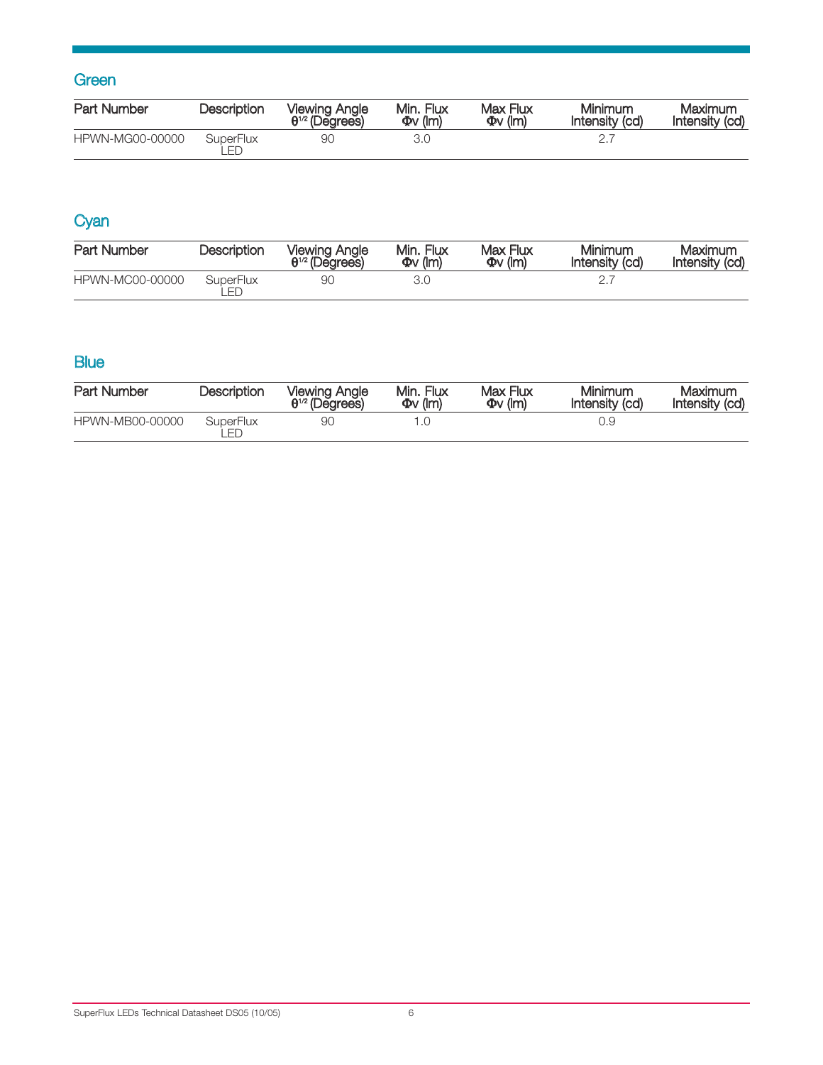## Green

| Part Number | Description | Viewing Angle $\theta^{1/2}$ (Degrees) | Min. Flux $\Phi v$ (lm) | Max Flux $\Phi v$ (lm) | Minimum Intensity (cd) | Maximum Intensity (cd) |
|---|---|---|---|---|---|---|
| HPWN-MG00-00000 | SuperFlux LED | 90 | 3.0 | | 2.7 | |

## Cyan

| Part Number | Description | Viewing Angle $\theta^{1/2}$ (Degrees) | Min. Flux $\Phi v$ (lm) | Max Flux $\Phi v$ (lm) | Minimum Intensity (cd) | Maximum Intensity (cd) |
|---|---|---|---|---|---|---|
| HPWN-MC00-00000 | SuperFlux LED | 90 | 3.0 | | 2.7 | |

## Blue

| Part Number | Description | Viewing Angle $\theta^{1/2}$ (Degrees) | Min. Flux $\Phi v$ (lm) | Max Flux $\Phi v$ (lm) | Minimum Intensity (cd) | Maximum Intensity (cd) |
|---|---|---|---|---|---|---|
| HPWN-MB00-00000 | SuperFlux LED | 90 | 1.0 | | 0.9 | |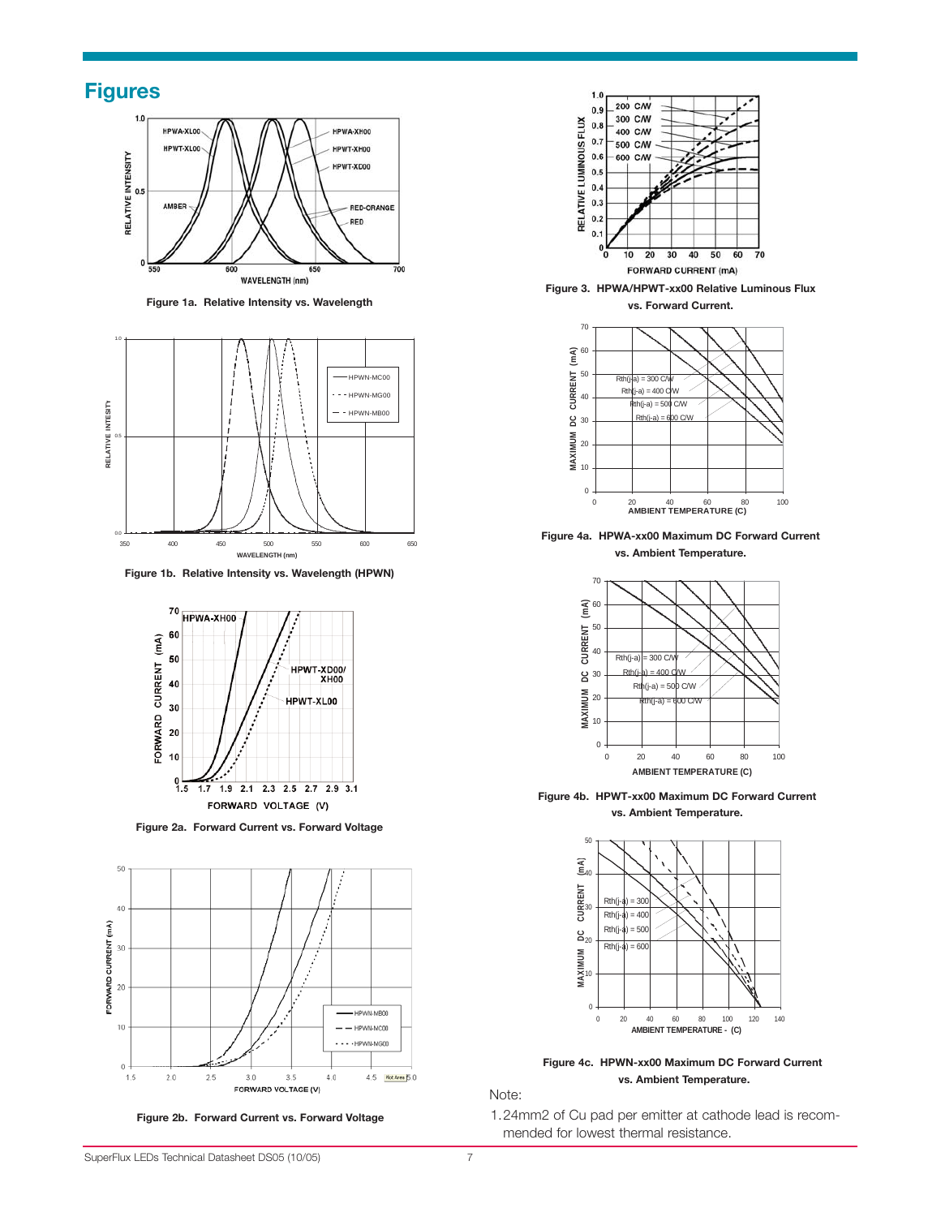## Figures

Figure 1a. Relative Intensity vs. Wavelength

Figure 1b. Relative Intensity vs. Wavelength (HPWN)

Figure 2a. Forward Current vs. Forward Voltage

Figure 2b. Forward Current vs. Forward Voltage

Figure 3. HPWA/HPWT-xx00 Relative Luminous Flux vs. Forward Current.

Figure 4a. HPWA-xx00 Maximum DC Forward Current vs. Ambient Temperature.

Figure 4b. HPWT-xx00 Maximum DC Forward Current vs. Ambient Temperature.

Figure 4c. HPWN-xx00 Maximum DC Forward Current vs. Ambient Temperature.

Note:

1. 24mm2 of Cu pad per emitter at cathode lead is recommended for lowest thermal resistance.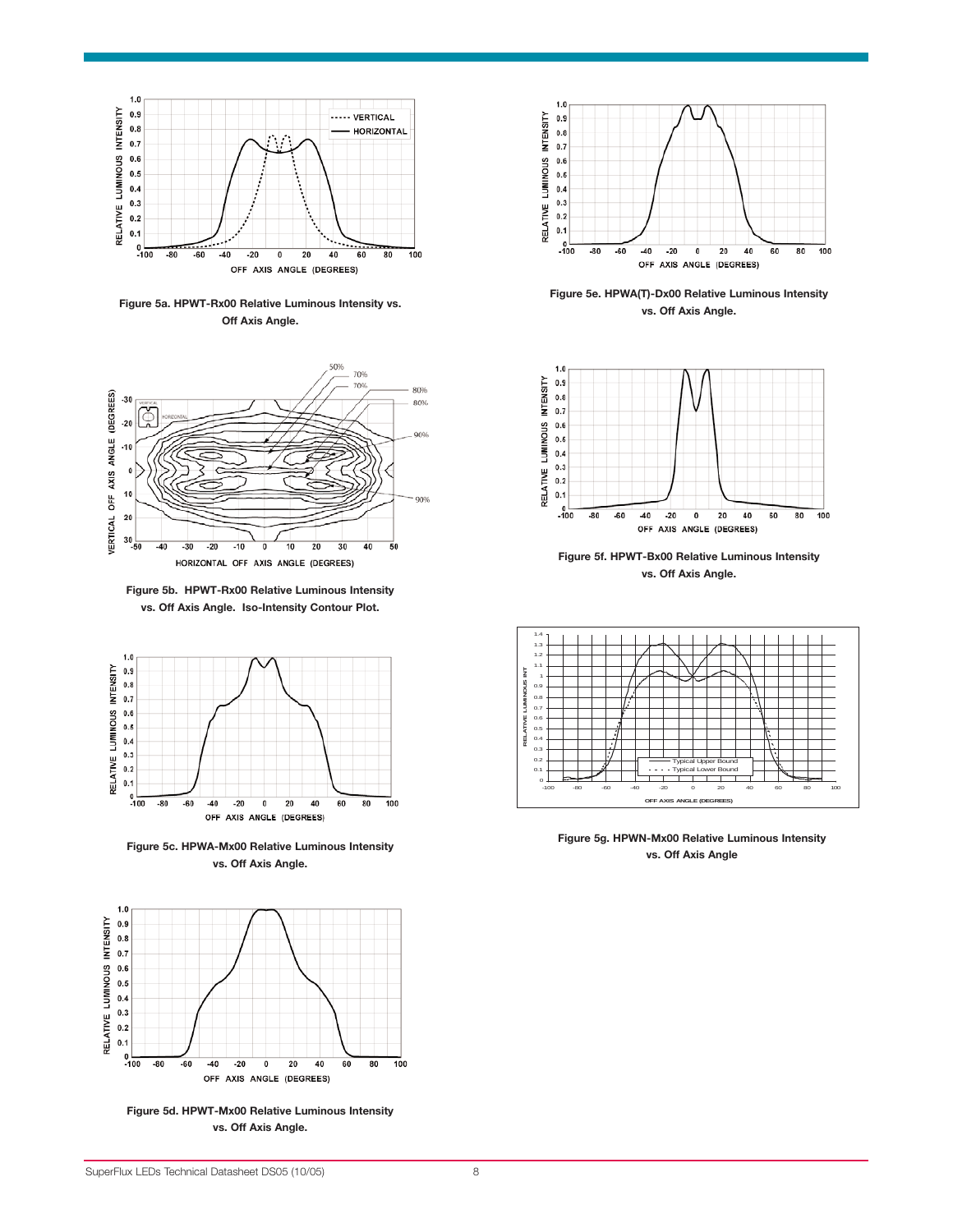Figure 5a. HPWT-Rx00 Relative Luminous Intensity vs. Off Axis Angle.

Figure 5b. HPWT-Rx00 Relative Luminous Intensity vs. Off Axis Angle. Iso-Intensity Contour Plot.

Figure 5c. HPWA-Mx00 Relative Luminous Intensity vs. Off Axis Angle.

Figure 5d. HPWT-Mx00 Relative Luminous Intensity vs. Off Axis Angle.

Figure 5e. HPWA(T)-Dx00 Relative Luminous Intensity vs. Off Axis Angle.

Figure 5f. HPWT-Bx00 Relative Luminous Intensity vs. Off Axis Angle.

Figure 5g. HPWN-Mx00 Relative Luminous Intensity vs. Off Axis Angle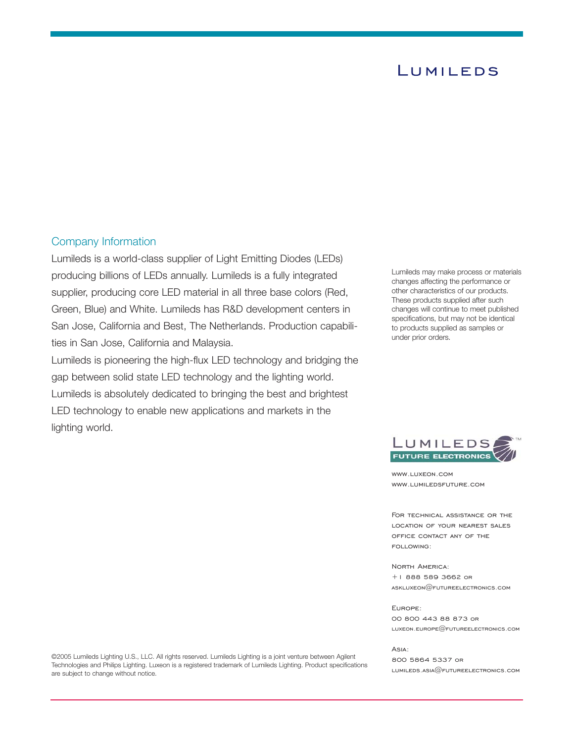# Lumileds

## Company Information

Lumileds is a world-class supplier of Light Emitting Diodes (LEDs) producing billions of LEDs annually. Lumileds is a fully integrated supplier, producing core LED material in all three base colors (Red, Green, Blue) and White. Lumileds has R&D development centers in San Jose, California and Best, The Netherlands. Production capabilities in San Jose, California and Malaysia.

Lumileds is pioneering the high-flux LED technology and bridging the gap between solid state LED technology and the lighting world. Lumileds is absolutely dedicated to bringing the best and brightest LED technology to enable new applications and markets in the lighting world.

Lumileds may make process or materials changes affecting the performance or other characteristics of our products. These products supplied after such changes will continue to meet published specifications, but may not be identical to products supplied as samples or under prior orders.

Lumileds™ Future Electronics

www.luxeon.com
www.lumiledsfuture.com

For technical assistance or the location of your nearest sales office contact any of the following:

North America:
+1 888 589 3662 or
askluxeon@futureelectronics.com

Europe:
00 800 443 88 873 or
luxeon.europe@futureelectronics.com

Asia:
800 5864 5337 or
lumileds.asia@futureelectronics.com

©2005 Lumileds Lighting U.S., LLC. All rights reserved. Lumileds Lighting is a joint venture between Agilent Technologies and Philips Lighting. Luxeon is a registered trademark of Lumileds Lighting. Product specifications are subject to change without notice.